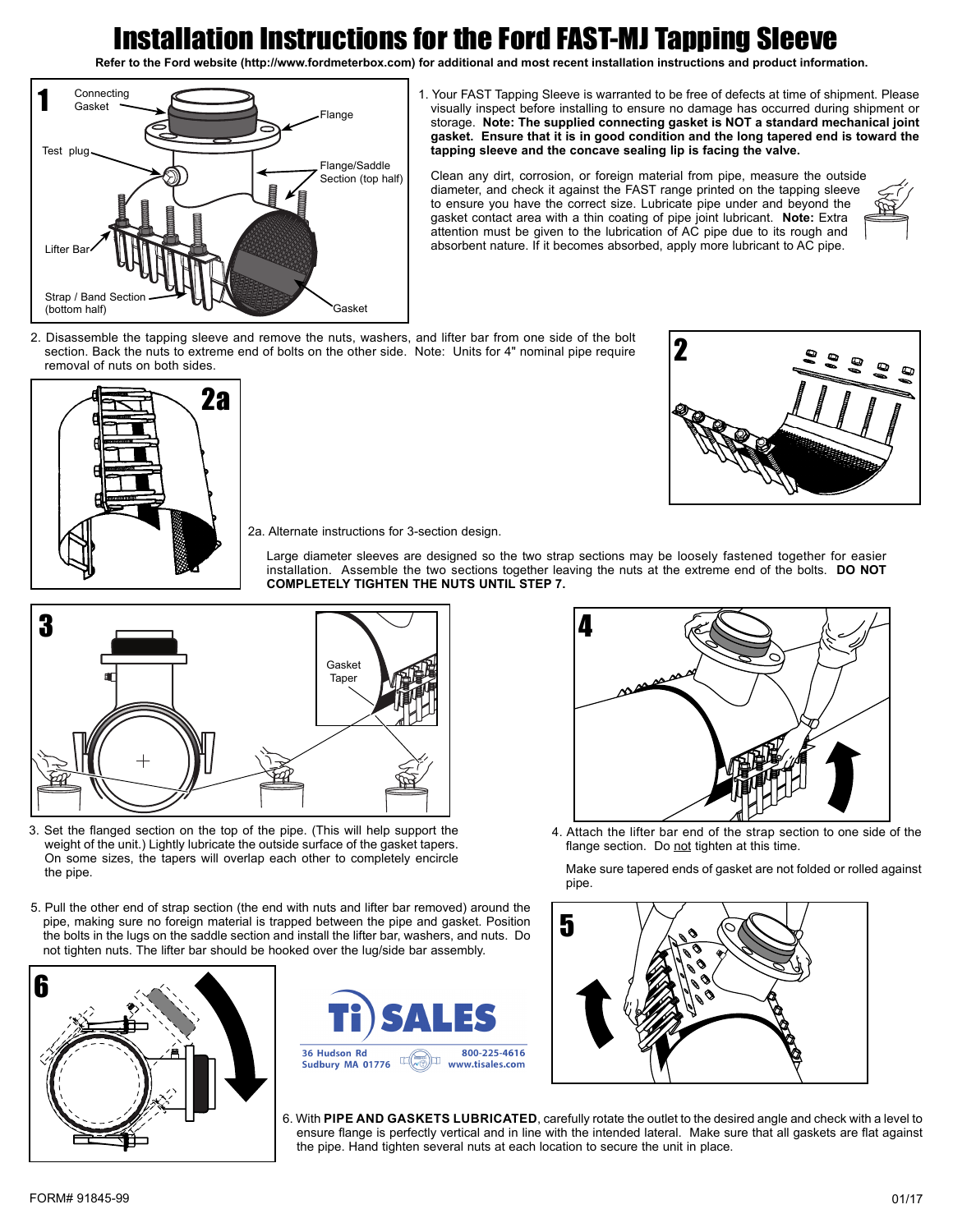# Installation Instructions for the Ford FAST-MJ Tapping Sleeve

**Refer to the Ford website (http://www.fordmeterbox.com) for additional and most recent installation instructions and product information.**

1. Your FAST Tapping Sleeve is warranted to be free of defects at time of shipment. Please visually inspect before installing to ensure no damage has occurred during shipment or storage. **Note: The supplied connecting gasket is NOT a standard mechanical joint gasket. Ensure that it is in good condition and the long tapered end is toward the tapping sleeve and the concave sealing lip is facing the valve.**

   Clean any dirt, corrosion, or foreign material from pipe, measure the outside diameter, and check it against the FAST range printed on the tapping sleeve to ensure you have the correct size. Lubricate pipe under and beyond the gasket contact area with a thin coating of pipe joint lubricant. **Note:** Extra attention must be given to the lubrication of AC pipe due to its rough and absorbent nature. If it becomes absorbed, apply more lubricant to AC pipe.

2. Disassemble the tapping sleeve and remove the nuts, washers, and lifter bar from one side of the bolt section. Back the nuts to extreme end of bolts on the other side. Note: Units for 4" nominal pipe require removal of nuts on both sides.

2a. Alternate instructions for 3-section design.

   Large diameter sleeves are designed so the two strap sections may be loosely fastened together for easier installation. Assemble the two sections together leaving the nuts at the extreme end of the bolts. **DO NOT COMPLETELY TIGHTEN THE NUTS UNTIL STEP 7.**

3. Set the flanged section on the top of the pipe. (This will help support the weight of the unit.) Lightly lubricate the outside surface of the gasket tapers. On some sizes, the tapers will overlap each other to completely encircle the pipe.

4. Attach the lifter bar end of the strap section to one side of the flange section. Do not tighten at this time.

   Make sure tapered ends of gasket are not folded or rolled against pipe.

5. Pull the other end of strap section (the end with nuts and lifter bar removed) around the pipe, making sure no foreign material is trapped between the pipe and gasket. Position the bolts in the lugs on the saddle section and install the lifter bar, washers, and nuts. Do not tighten nuts. The lifter bar should be hooked over the lug/side bar assembly.

6. With **PIPE AND GASKETS LUBRICATED**, carefully rotate the outlet to the desired angle and check with a level to ensure flange is perfectly vertical and in line with the intended lateral. Make sure that all gaskets are flat against the pipe. Hand tighten several nuts at each location to secure the unit in place.

FORM# 91845-99

01/17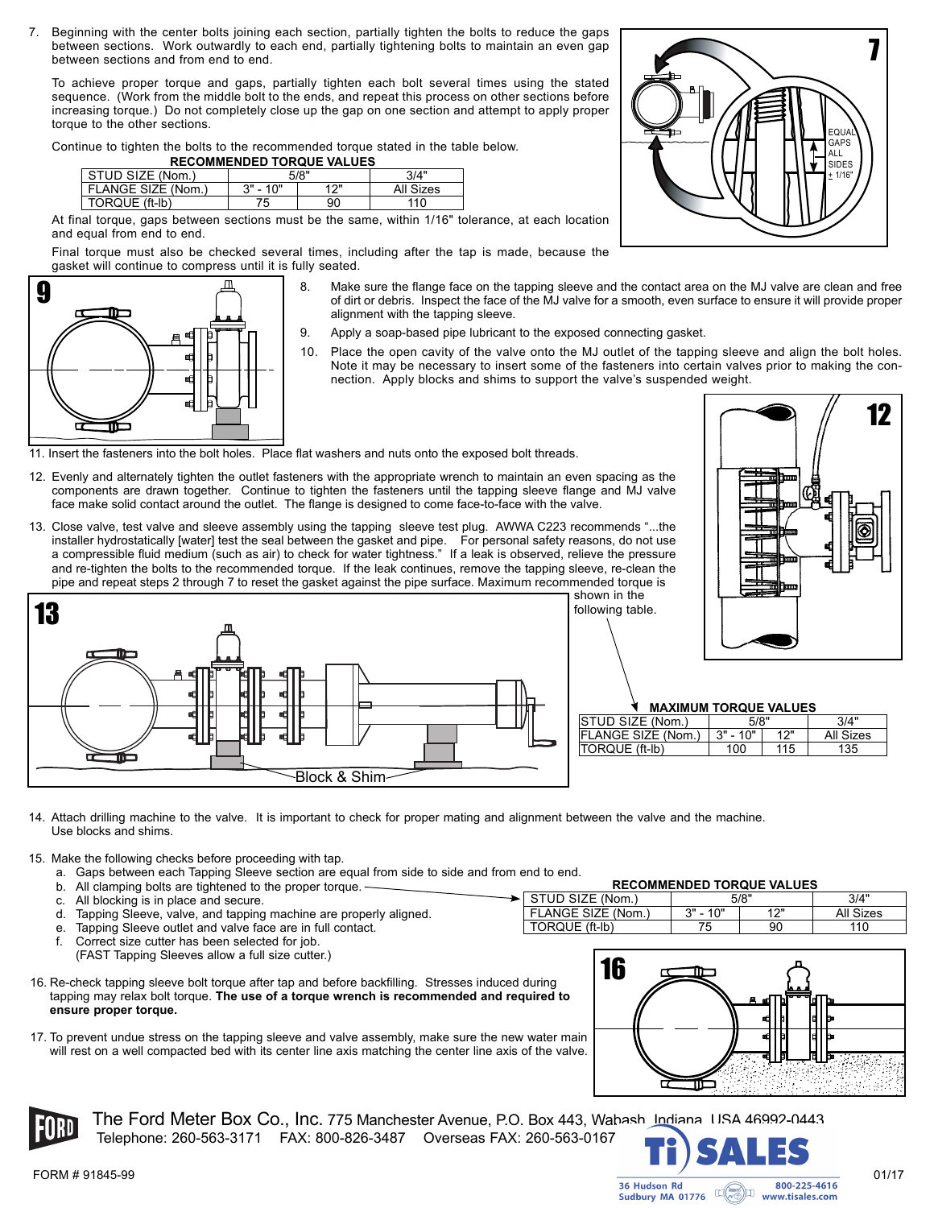7. Beginning with the center bolts joining each section, partially tighten the bolts to reduce the gaps between sections. Work outwardly to each end, partially tightening bolts to maintain an even gap between sections and from end to end.

   To achieve proper torque and gaps, partially tighten each bolt several times using the stated sequence. (Work from the middle bolt to the ends, and repeat this process on other sections before increasing torque.) Do not completely close up the gap on one section and attempt to apply proper torque to the other sections.

   Continue to tighten the bolts to the recommended torque stated in the table below.

**RECOMMENDED TORQUE VALUES**

| STUD SIZE (Nom.) | 5/8" | | 3/4" |
|---|---|---|---|
| FLANGE SIZE (Nom.) | 3" - 10" | 12" | All Sizes |
| TORQUE (ft-lb) | 75 | 90 | 110 |

   At final torque, gaps between sections must be the same, within 1/16" tolerance, at each location and equal from end to end.

   Final torque must also be checked several times, including after the tap is made, because the gasket will continue to compress until it is fully seated.

7

EQUAL GAPS ALL SIDES ± 1/16"

9

8. Make sure the flange face on the tapping sleeve and the contact area on the MJ valve are clean and free of dirt or debris. Inspect the face of the MJ valve for a smooth, even surface to ensure it will provide proper alignment with the tapping sleeve.
9. Apply a soap-based pipe lubricant to the exposed connecting gasket.
10. Place the open cavity of the valve onto the MJ outlet of the tapping sleeve and align the bolt holes. Note it may be necessary to insert some of the fasteners into certain valves prior to making the connection. Apply blocks and shims to support the valve's suspended weight.
11. Insert the fasteners into the bolt holes. Place flat washers and nuts onto the exposed bolt threads.
12. Evenly and alternately tighten the outlet fasteners with the appropriate wrench to maintain an even spacing as the components are drawn together. Continue to tighten the fasteners until the tapping sleeve flange and MJ valve face make solid contact around the outlet. The flange is designed to come face-to-face with the valve.
13. Close valve, test valve and sleeve assembly using the tapping sleeve test plug. AWWA C223 recommends "...the installer hydrostatically [water] test the seal between the gasket and pipe. For personal safety reasons, do not use a compressible fluid medium (such as air) to check for water tightness." If a leak is observed, relieve the pressure and re-tighten the bolts to the recommended torque. If the leak continues, remove the tapping sleeve, re-clean the pipe and repeat steps 2 through 7 to reset the gasket against the pipe surface. Maximum recommended torque is shown in the following table.

12

13

Block & Shim

**MAXIMUM TORQUE VALUES**

| STUD SIZE (Nom.) | 5/8" | | 3/4" |
|---|---|---|---|
| FLANGE SIZE (Nom.) | 3" - 10" | 12" | All Sizes |
| TORQUE (ft-lb) | 100 | 115 | 135 |

14. Attach drilling machine to the valve. It is important to check for proper mating and alignment between the valve and the machine. Use blocks and shims.
15. Make the following checks before proceeding with tap.
    a. Gaps between each Tapping Sleeve section are equal from side to side and from end to end.
    b. All clamping bolts are tightened to the proper torque.
    c. All blocking is in place and secure.
    d. Tapping Sleeve, valve, and tapping machine are properly aligned.
    e. Tapping Sleeve outlet and valve face are in full contact.
    f. Correct size cutter has been selected for job. (FAST Tapping Sleeves allow a full size cutter.)

**RECOMMENDED TORQUE VALUES**

| STUD SIZE (Nom.) | 5/8" | | 3/4" |
|---|---|---|---|
| FLANGE SIZE (Nom.) | 3" - 10" | 12" | All Sizes |
| TORQUE (ft-lb) | 75 | 90 | 110 |

16. Re-check tapping sleeve bolt torque after tap and before backfilling. Stresses induced during tapping may relax bolt torque. **The use of a torque wrench is recommended and required to ensure proper torque.**
17. To prevent undue stress on the tapping sleeve and valve assembly, make sure the new water main will rest on a well compacted bed with its center line axis matching the center line axis of the valve.

16

The Ford Meter Box Co., Inc. 775 Manchester Avenue, P.O. Box 443, Wabash, Indiana USA 46992-0443
Telephone: 260-563-3171 FAX: 800-826-3487 Overseas FAX: 260-563-0167

Ti SALES
36 Hudson Rd Sudbury MA 01776
800-225-4616 www.tisales.com

FORM # 91845-99

01/17